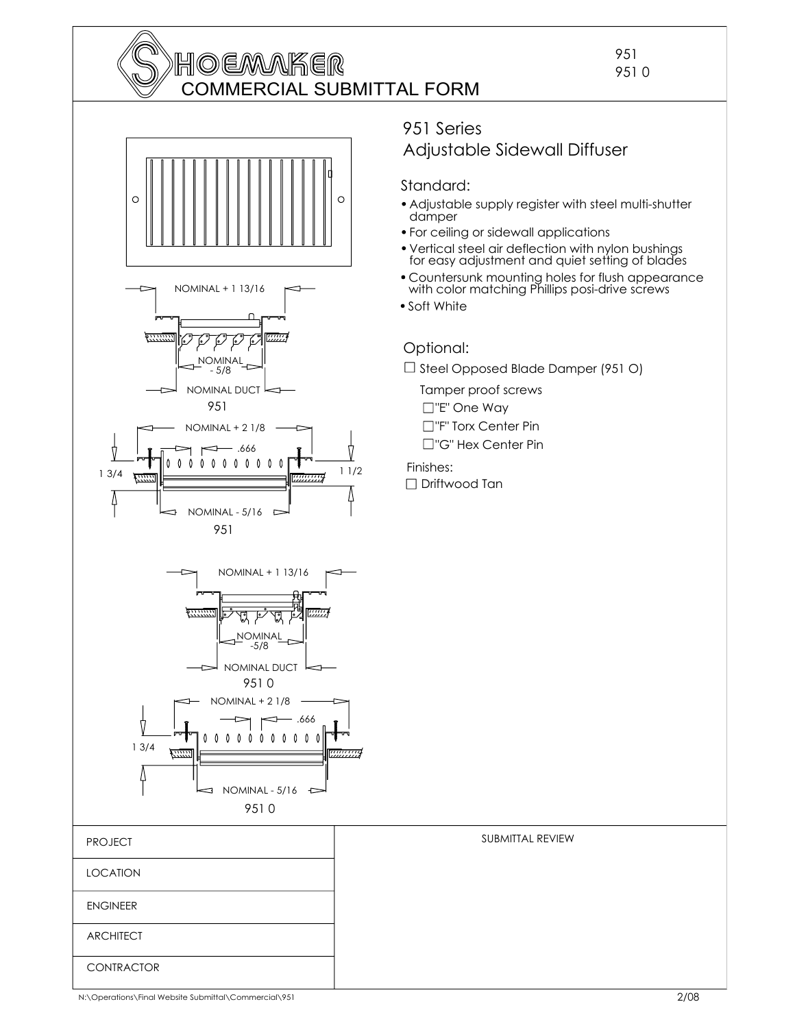# SHOEMAKER COMMERCIAL SUBMITTAL FORM

951
951 O

NOMINAL + 1 13/16

NOMINAL - 5/8

NOMINAL DUCT

951

NOMINAL + 2 1/8

.666

1 3/4

1 1/2

NOMINAL - 5/16

951

NOMINAL + 1 13/16

NOMINAL -5/8

NOMINAL DUCT

951 O

NOMINAL + 2 1/8

.666

1 3/4

NOMINAL - 5/16

951 O

## 951 Series
## Adjustable Sidewall Diffuser

### Standard:

- Adjustable supply register with steel multi-shutter damper
- For ceiling or sidewall applications
- Vertical steel air deflection with nylon bushings for easy adjustment and quiet setting of blades
- Countersunk mounting holes for flush appearance with color matching Phillips posi-drive screws
- Soft White

### Optional:

☐ Steel Opposed Blade Damper (951 O)

Tamper proof screws

☐ "E" One Way

☐ "F" Torx Center Pin

☐ "G" Hex Center Pin

Finishes:

☐ Driftwood Tan

| PROJECT | SUBMITTAL REVIEW |
|---|---|
| LOCATION | |
| ENGINEER | |
| ARCHITECT | |
| CONTRACTOR | |

N:\Operations\Final Website Submittal\Commercial\951

2/08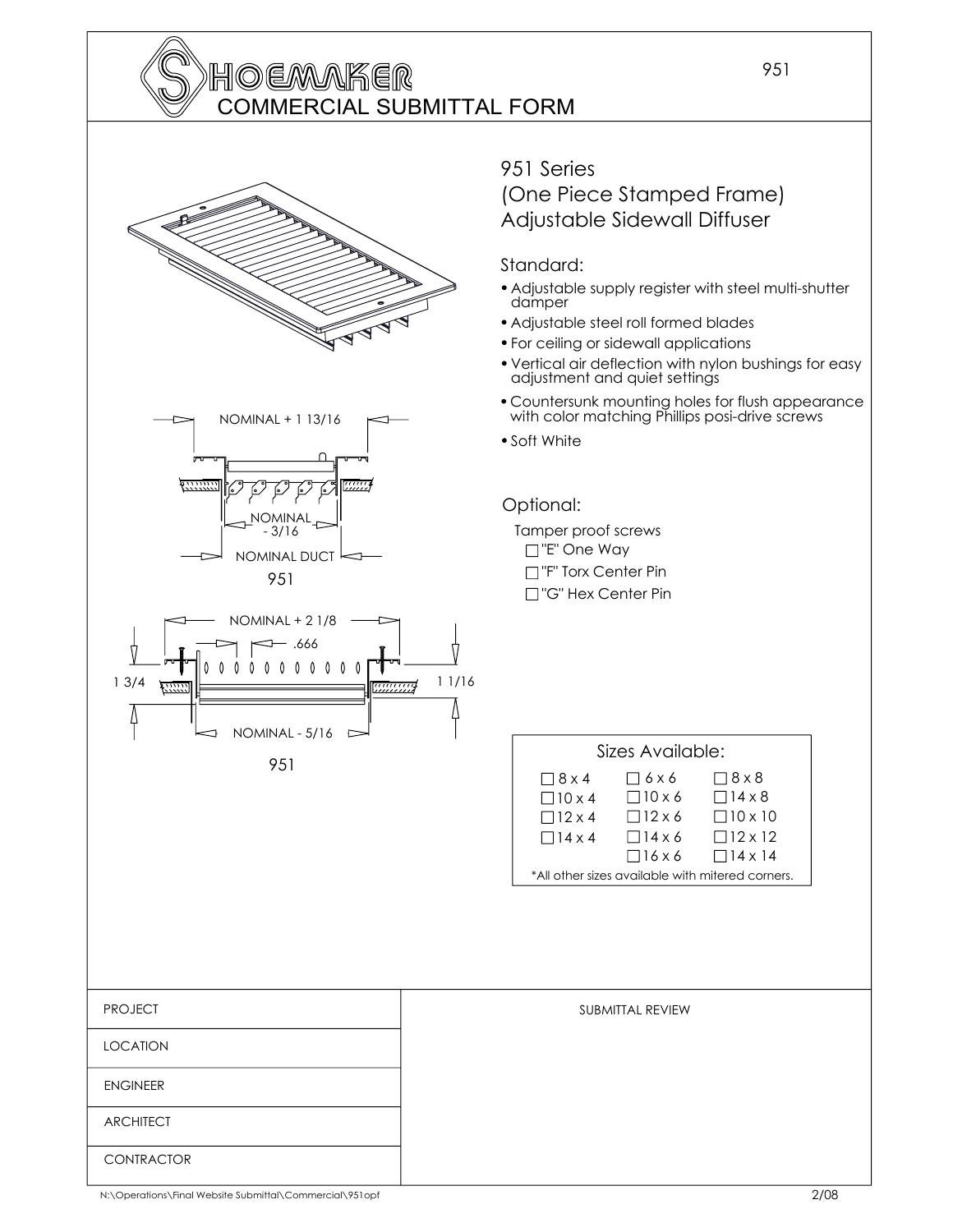# SHOEMAKER
## COMMERCIAL SUBMITTAL FORM

NOMINAL + 1 13/16

NOMINAL - 3/16

NOMINAL DUCT

951

NOMINAL + 2 1/8

.666

1 3/4

1 1/16

NOMINAL - 5/16

951

## 951 Series
## (One Piece Stamped Frame)
## Adjustable Sidewall Diffuser

### Standard:

- Adjustable supply register with steel multi-shutter damper
- Adjustable steel roll formed blades
- For ceiling or sidewall applications
- Vertical air deflection with nylon bushings for easy adjustment and quiet settings
- Countersunk mounting holes for flush appearance with color matching Phillips posi-drive screws
- Soft White

### Optional:

Tamper proof screws
- ☐ "E" One Way
- ☐ "F" Torx Center Pin
- ☐ "G" Hex Center Pin

| Sizes Available: | | |
|---|---|---|
| ☐ 8 x 4 | ☐ 6 x 6 | ☐ 8 x 8 |
| ☐ 10 x 4 | ☐ 10 x 6 | ☐ 14 x 8 |
| ☐ 12 x 4 | ☐ 12 x 6 | ☐ 10 x 10 |
| ☐ 14 x 4 | ☐ 14 x 6 | ☐ 12 x 12 |
| | ☐ 16 x 6 | ☐ 14 x 14 |

*All other sizes available with mitered corners.

| PROJECT | SUBMITTAL REVIEW |
|---|---|
| LOCATION | |
| ENGINEER | |
| ARCHITECT | |
| CONTRACTOR | |

N:\Operations\Final Website Submittal\Commercial\951opf

2/08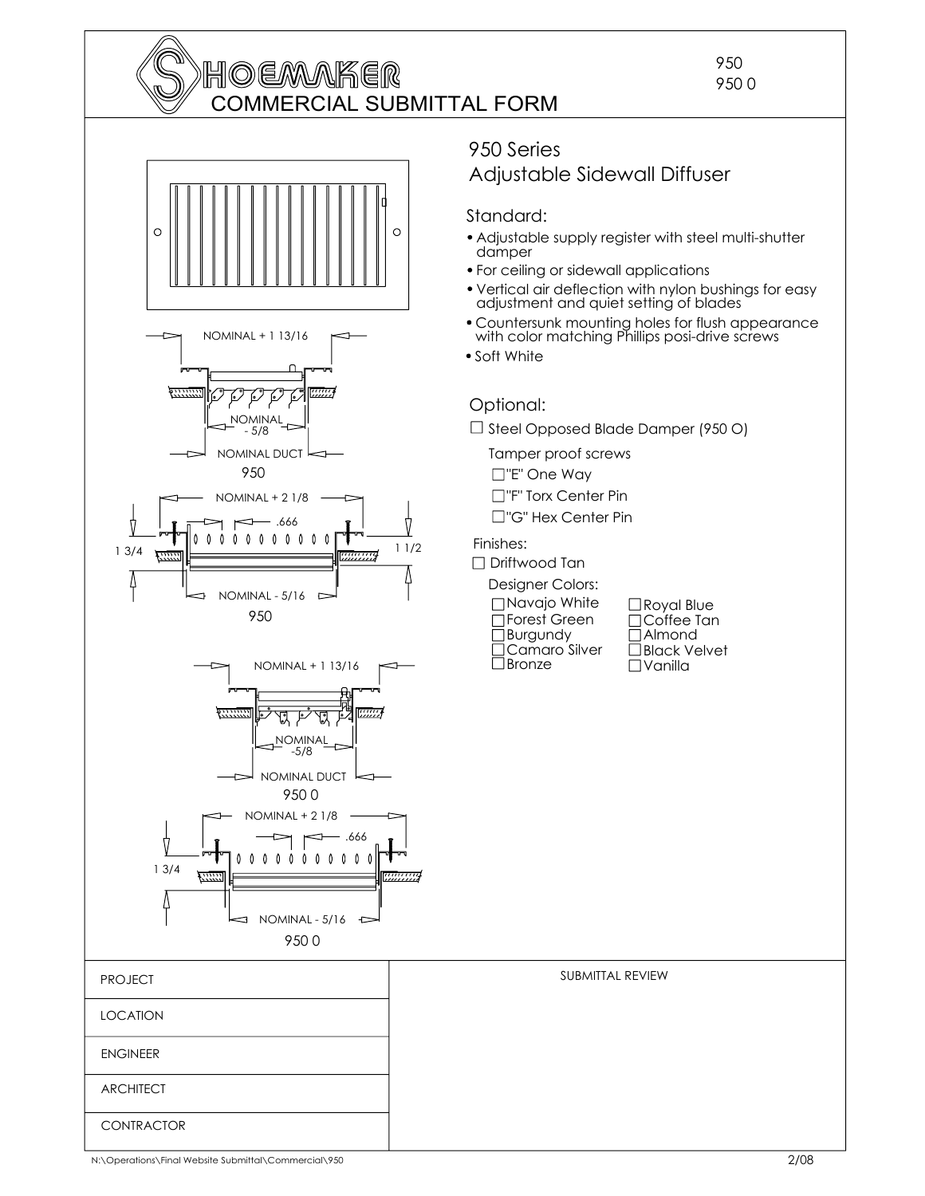# SHOEMAKER COMMERCIAL SUBMITTAL FORM

950
950 0

NOMINAL + 1 13/16

NOMINAL - 5/8

NOMINAL DUCT

950

NOMINAL + 2 1/8

.666

1 3/4

1 1/2

NOMINAL - 5/16

950

NOMINAL + 1 13/16

NOMINAL -5/8

NOMINAL DUCT

950 0

NOMINAL + 2 1/8

.666

1 3/4

NOMINAL - 5/16

950 0

## 950 Series
## Adjustable Sidewall Diffuser

### Standard:

- Adjustable supply register with steel multi-shutter damper
- For ceiling or sidewall applications
- Vertical air deflection with nylon bushings for easy adjustment and quiet setting of blades
- Countersunk mounting holes for flush appearance with color matching Phillips posi-drive screws
- Soft White

### Optional:

☐ Steel Opposed Blade Damper (950 O)

Tamper proof screws

☐"E" One Way

☐"F" Torx Center Pin

☐"G" Hex Center Pin

Finishes:

☐ Driftwood Tan

Designer Colors:

| | |
|---|---|
| ☐Navajo White | ☐Royal Blue |
| ☐Forest Green | ☐Coffee Tan |
| ☐Burgundy | ☐Almond |
| ☐Camaro Silver | ☐Black Velvet |
| ☐Bronze | ☐Vanilla |

| | SUBMITTAL REVIEW |
|---|---|
| PROJECT | |
| LOCATION | |
| ENGINEER | |
| ARCHITECT | |
| CONTRACTOR | |

N:\Operations\Final Website Submittal\Commercial\950

2/08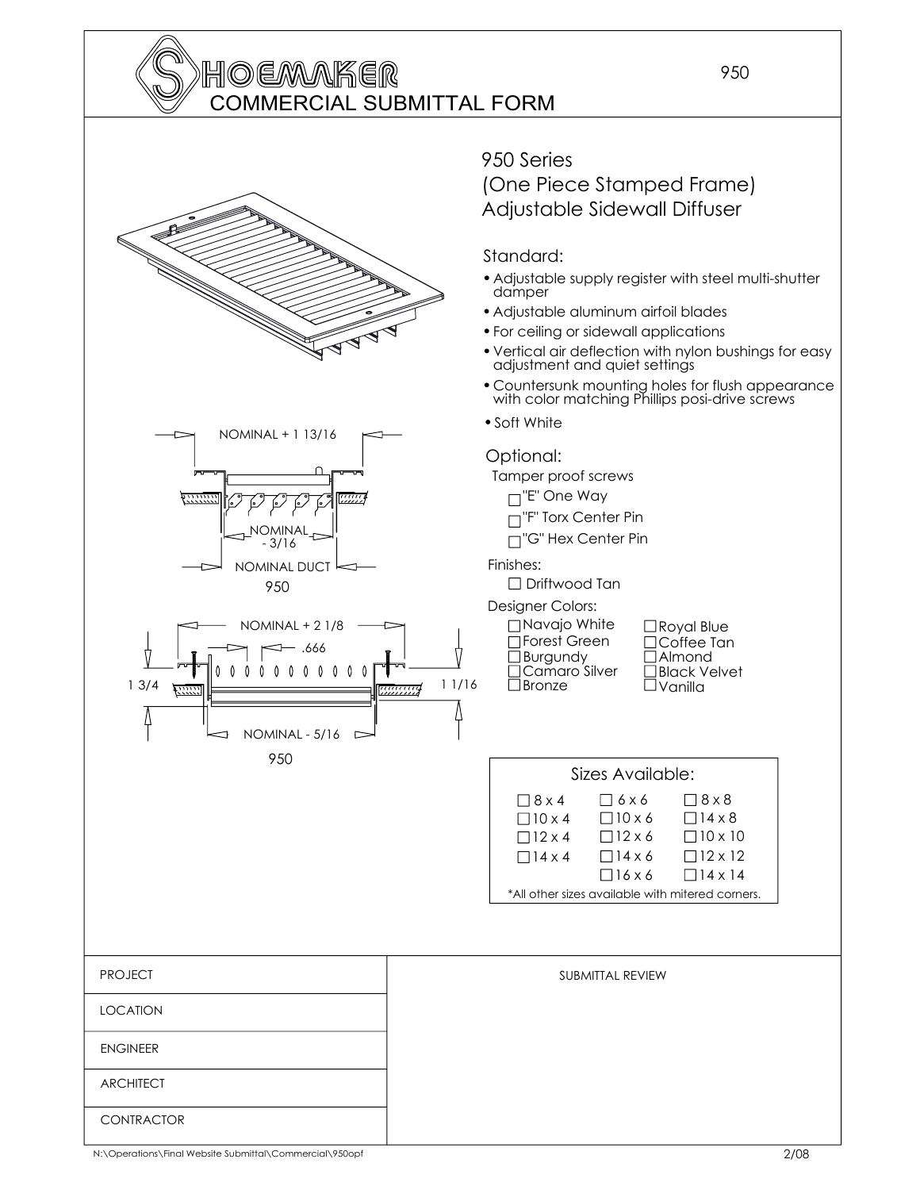# SHOEMAKER

## COMMERCIAL SUBMITTAL FORM

950

NOMINAL + 1 13/16

NOMINAL - 3/16

NOMINAL DUCT

950

NOMINAL + 2 1/8

.666

1 3/4

1 1/16

NOMINAL - 5/16

950

## 950 Series
## (One Piece Stamped Frame)
## Adjustable Sidewall Diffuser

### Standard:

- Adjustable supply register with steel multi-shutter damper
- Adjustable aluminum airfoil blades
- For ceiling or sidewall applications
- Vertical air deflection with nylon bushings for easy adjustment and quiet settings
- Countersunk mounting holes for flush appearance with color matching Phillips posi-drive screws
- Soft White

### Optional:

Tamper proof screws

- ☐ "E" One Way
- ☐ "F" Torx Center Pin
- ☐ "G" Hex Center Pin

Finishes:

- ☐ Driftwood Tan

Designer Colors:

- ☐ Navajo White
- ☐ Forest Green
- ☐ Burgundy
- ☐ Camaro Silver
- ☐ Bronze
- ☐ Royal Blue
- ☐ Coffee Tan
- ☐ Almond
- ☐ Black Velvet
- ☐ Vanilla

### Sizes Available:

| | | |
|---|---|---|
| ☐ 8 x 4 | ☐ 6 x 6 | ☐ 8 x 8 |
| ☐ 10 x 4 | ☐ 10 x 6 | ☐ 14 x 8 |
| ☐ 12 x 4 | ☐ 12 x 6 | ☐ 10 x 10 |
| ☐ 14 x 4 | ☐ 14 x 6 | ☐ 12 x 12 |
| | ☐ 16 x 6 | ☐ 14 x 14 |

*All other sizes available with mitered corners.

| | |
|---|---|
| PROJECT | SUBMITTAL REVIEW |
| LOCATION | |
| ENGINEER | |
| ARCHITECT | |
| CONTRACTOR | |

N:\Operations\Final Website Submittal\Commercial\950opf

2/08